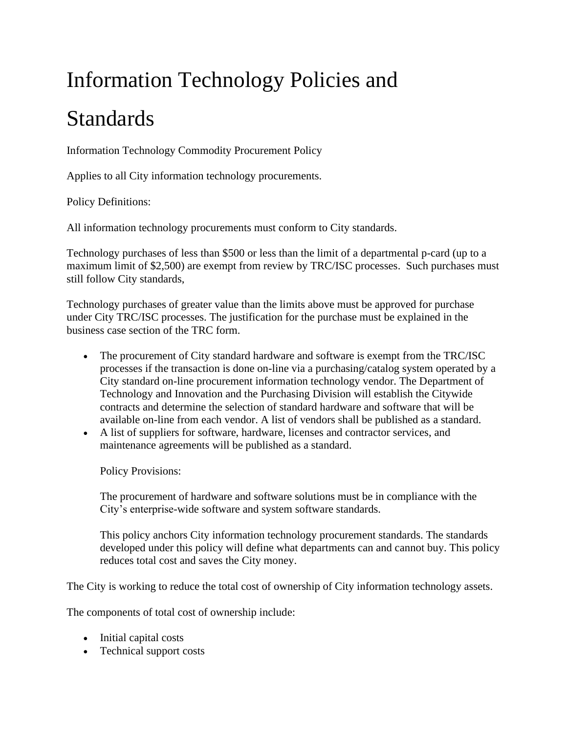# Information Technology Policies and Standards

Information Technology Commodity Procurement Policy

Applies to all City information technology procurements.

Policy Definitions:

All information technology procurements must conform to City standards.

Technology purchases of less than $500 or less than the limit of a departmental p-card (up to a maximum limit of $2,500) are exempt from review by TRC/ISC processes. Such purchases must still follow City standards,

Technology purchases of greater value than the limits above must be approved for purchase under City TRC/ISC processes. The justification for the purchase must be explained in the business case section of the TRC form.

- The procurement of City standard hardware and software is exempt from the TRC/ISC processes if the transaction is done on-line via a purchasing/catalog system operated by a City standard on-line procurement information technology vendor. The Department of Technology and Innovation and the Purchasing Division will establish the Citywide contracts and determine the selection of standard hardware and software that will be available on-line from each vendor. A list of vendors shall be published as a standard.
- A list of suppliers for software, hardware, licenses and contractor services, and maintenance agreements will be published as a standard.

  Policy Provisions:

  The procurement of hardware and software solutions must be in compliance with the City's enterprise-wide software and system software standards.

  This policy anchors City information technology procurement standards. The standards developed under this policy will define what departments can and cannot buy. This policy reduces total cost and saves the City money.

The City is working to reduce the total cost of ownership of City information technology assets.

The components of total cost of ownership include:

- Initial capital costs
- Technical support costs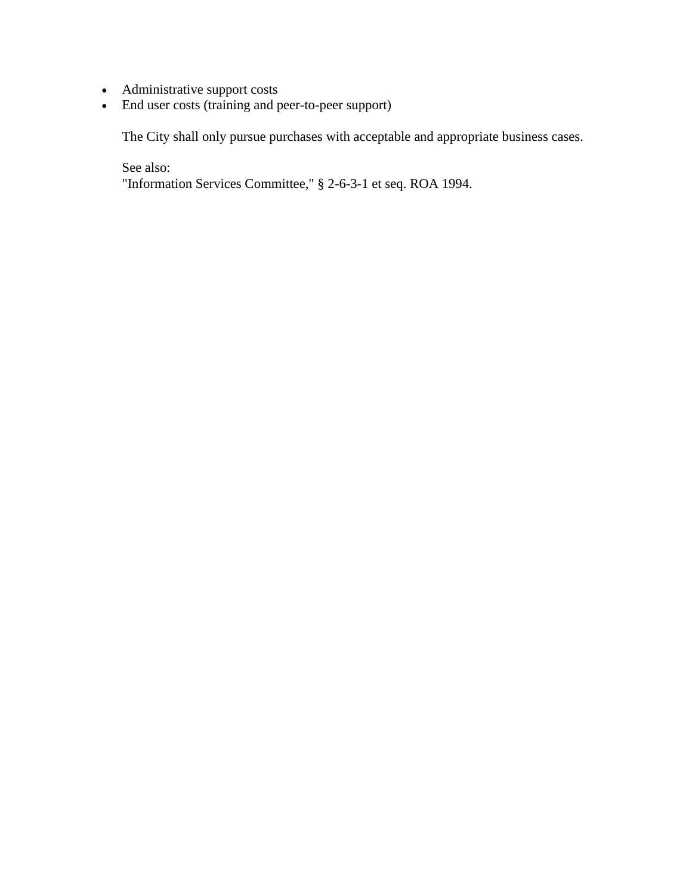- Administrative support costs
- End user costs (training and peer-to-peer support)

The City shall only pursue purchases with acceptable and appropriate business cases.

See also:
"Information Services Committee," § 2-6-3-1 et seq. ROA 1994.